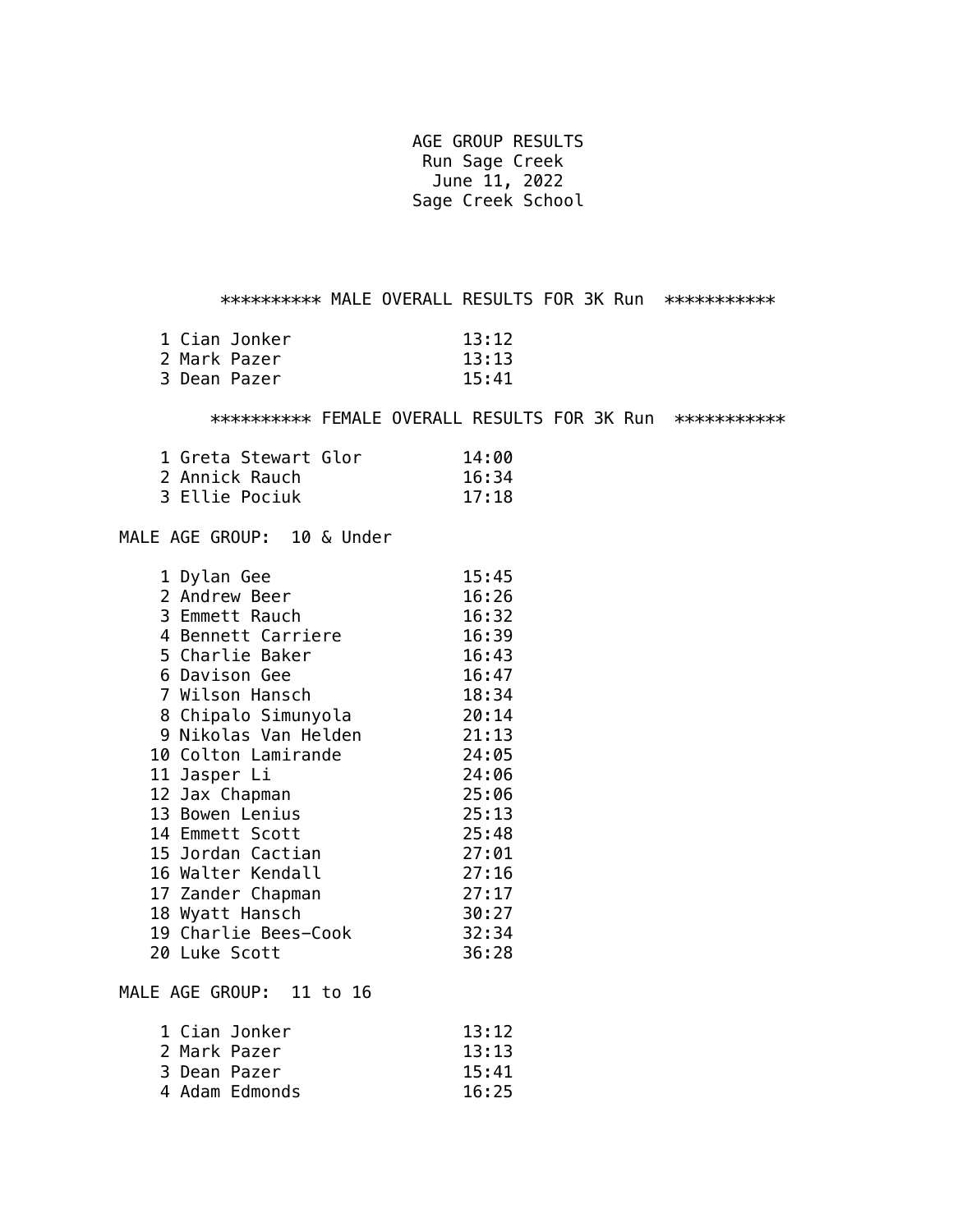# AGE GROUP RESULTS

Run Sage Creek
June 11, 2022
Sage Creek School

## ********** MALE OVERALL RESULTS FOR 3K Run ***********

| Place | Name | Time |
|---|---|---|
| 1 | Cian Jonker | 13:12 |
| 2 | Mark Pazer | 13:13 |
| 3 | Dean Pazer | 15:41 |

## ********** FEMALE OVERALL RESULTS FOR 3K Run ***********

| Place | Name | Time |
|---|---|---|
| 1 | Greta Stewart Glor | 14:00 |
| 2 | Annick Rauch | 16:34 |
| 3 | Ellie Pociuk | 17:18 |

### MALE AGE GROUP: 10 & Under

| Place | Name | Time |
|---|---|---|
| 1 | Dylan Gee | 15:45 |
| 2 | Andrew Beer | 16:26 |
| 3 | Emmett Rauch | 16:32 |
| 4 | Bennett Carriere | 16:39 |
| 5 | Charlie Baker | 16:43 |
| 6 | Davison Gee | 16:47 |
| 7 | Wilson Hansch | 18:34 |
| 8 | Chipalo Simunyola | 20:14 |
| 9 | Nikolas Van Helden | 21:13 |
| 10 | Colton Lamirande | 24:05 |
| 11 | Jasper Li | 24:06 |
| 12 | Jax Chapman | 25:06 |
| 13 | Bowen Lenius | 25:13 |
| 14 | Emmett Scott | 25:48 |
| 15 | Jordan Cactian | 27:01 |
| 16 | Walter Kendall | 27:16 |
| 17 | Zander Chapman | 27:17 |
| 18 | Wyatt Hansch | 30:27 |
| 19 | Charlie Bees-Cook | 32:34 |
| 20 | Luke Scott | 36:28 |

### MALE AGE GROUP: 11 to 16

| Place | Name | Time |
|---|---|---|
| 1 | Cian Jonker | 13:12 |
| 2 | Mark Pazer | 13:13 |
| 3 | Dean Pazer | 15:41 |
| 4 | Adam Edmonds | 16:25 |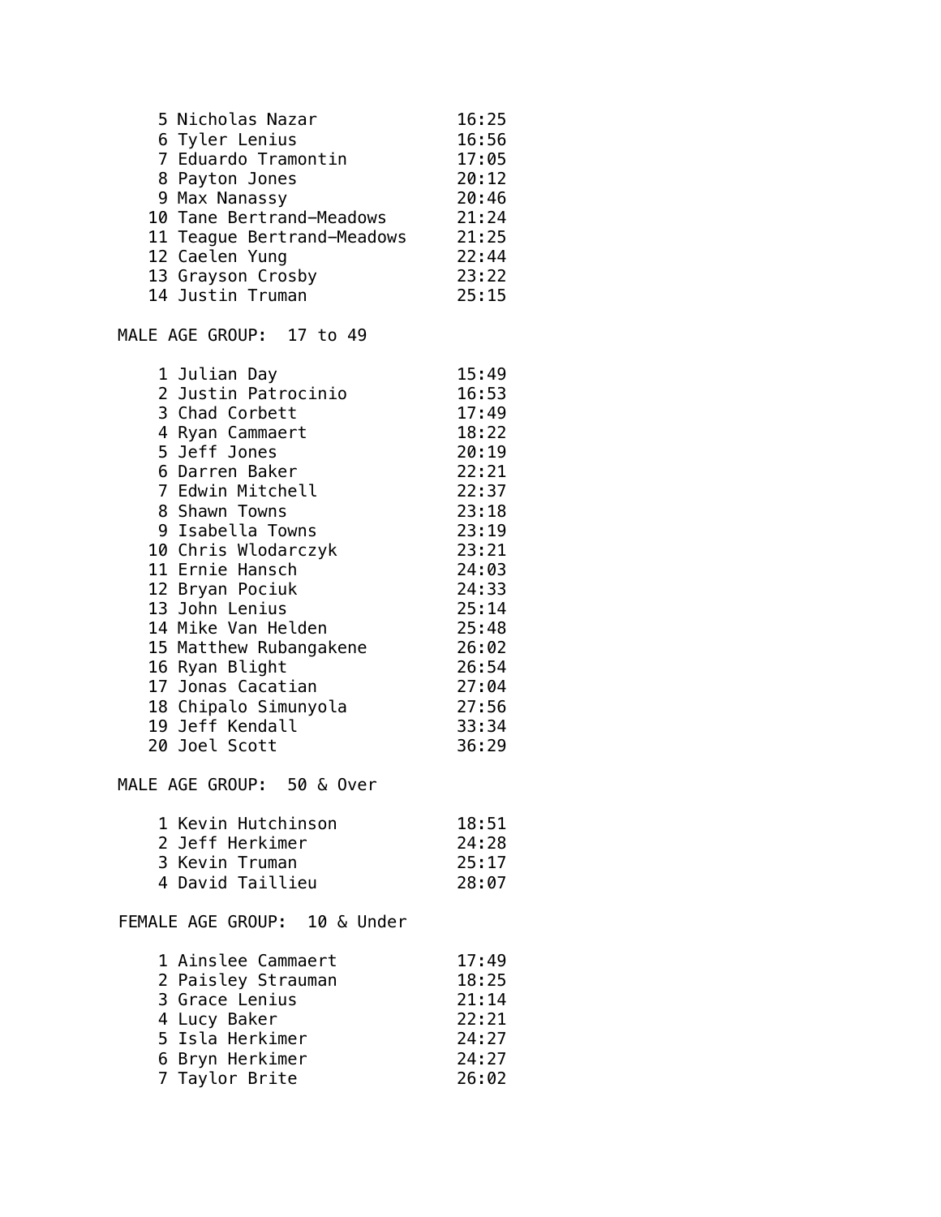| Place | Name | Time |
|---|---|---|
| 5 | Nicholas Nazar | 16:25 |
| 6 | Tyler Lenius | 16:56 |
| 7 | Eduardo Tramontin | 17:05 |
| 8 | Payton Jones | 20:12 |
| 9 | Max Nanassy | 20:46 |
| 10 | Tane Bertrand-Meadows | 21:24 |
| 11 | Teague Bertrand-Meadows | 21:25 |
| 12 | Caelen Yung | 22:44 |
| 13 | Grayson Crosby | 23:22 |
| 14 | Justin Truman | 25:15 |

MALE AGE GROUP: 17 to 49

| Place | Name | Time |
|---|---|---|
| 1 | Julian Day | 15:49 |
| 2 | Justin Patrocinio | 16:53 |
| 3 | Chad Corbett | 17:49 |
| 4 | Ryan Cammaert | 18:22 |
| 5 | Jeff Jones | 20:19 |
| 6 | Darren Baker | 22:21 |
| 7 | Edwin Mitchell | 22:37 |
| 8 | Shawn Towns | 23:18 |
| 9 | Isabella Towns | 23:19 |
| 10 | Chris Wlodarczyk | 23:21 |
| 11 | Ernie Hansch | 24:03 |
| 12 | Bryan Pociuk | 24:33 |
| 13 | John Lenius | 25:14 |
| 14 | Mike Van Helden | 25:48 |
| 15 | Matthew Rubangakene | 26:02 |
| 16 | Ryan Blight | 26:54 |
| 17 | Jonas Cacatian | 27:04 |
| 18 | Chipalo Simunyola | 27:56 |
| 19 | Jeff Kendall | 33:34 |
| 20 | Joel Scott | 36:29 |

MALE AGE GROUP: 50 & Over

| Place | Name | Time |
|---|---|---|
| 1 | Kevin Hutchinson | 18:51 |
| 2 | Jeff Herkimer | 24:28 |
| 3 | Kevin Truman | 25:17 |
| 4 | David Taillieu | 28:07 |

FEMALE AGE GROUP: 10 & Under

| Place | Name | Time |
|---|---|---|
| 1 | Ainslee Cammaert | 17:49 |
| 2 | Paisley Strauman | 18:25 |
| 3 | Grace Lenius | 21:14 |
| 4 | Lucy Baker | 22:21 |
| 5 | Isla Herkimer | 24:27 |
| 6 | Bryn Herkimer | 24:27 |
| 7 | Taylor Brite | 26:02 |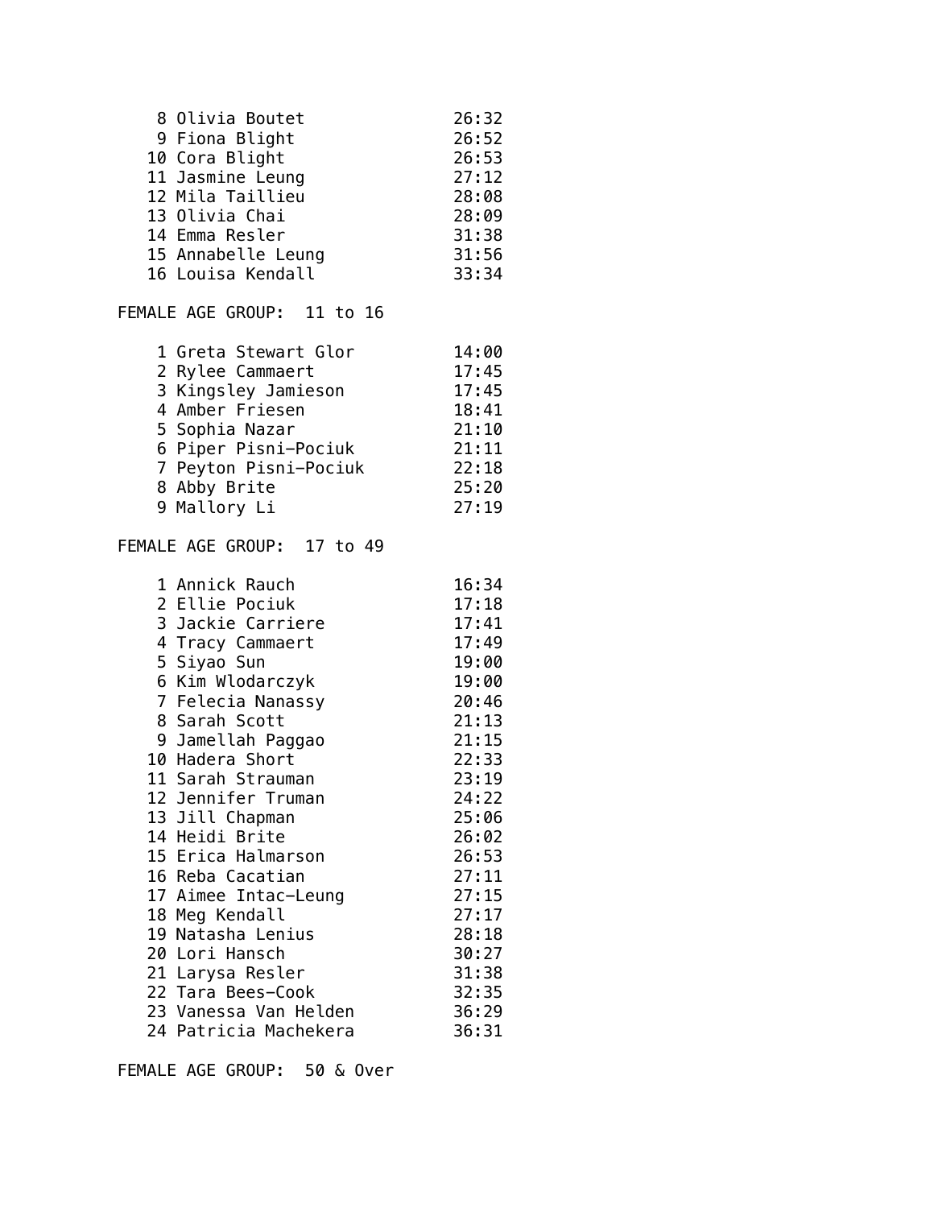| Place | Name | Time |
|---|---|---|
| 8 | Olivia Boutet | 26:32 |
| 9 | Fiona Blight | 26:52 |
| 10 | Cora Blight | 26:53 |
| 11 | Jasmine Leung | 27:12 |
| 12 | Mila Taillieu | 28:08 |
| 13 | Olivia Chai | 28:09 |
| 14 | Emma Resler | 31:38 |
| 15 | Annabelle Leung | 31:56 |
| 16 | Louisa Kendall | 33:34 |

## FEMALE AGE GROUP: 11 to 16

| Place | Name | Time |
|---|---|---|
| 1 | Greta Stewart Glor | 14:00 |
| 2 | Rylee Cammaert | 17:45 |
| 3 | Kingsley Jamieson | 17:45 |
| 4 | Amber Friesen | 18:41 |
| 5 | Sophia Nazar | 21:10 |
| 6 | Piper Pisni-Pociuk | 21:11 |
| 7 | Peyton Pisni-Pociuk | 22:18 |
| 8 | Abby Brite | 25:20 |
| 9 | Mallory Li | 27:19 |

## FEMALE AGE GROUP: 17 to 49

| Place | Name | Time |
|---|---|---|
| 1 | Annick Rauch | 16:34 |
| 2 | Ellie Pociuk | 17:18 |
| 3 | Jackie Carriere | 17:41 |
| 4 | Tracy Cammaert | 17:49 |
| 5 | Siyao Sun | 19:00 |
| 6 | Kim Wlodarczyk | 19:00 |
| 7 | Felecia Nanassy | 20:46 |
| 8 | Sarah Scott | 21:13 |
| 9 | Jamellah Paggao | 21:15 |
| 10 | Hadera Short | 22:33 |
| 11 | Sarah Strauman | 23:19 |
| 12 | Jennifer Truman | 24:22 |
| 13 | Jill Chapman | 25:06 |
| 14 | Heidi Brite | 26:02 |
| 15 | Erica Halmarson | 26:53 |
| 16 | Reba Cacatian | 27:11 |
| 17 | Aimee Intac-Leung | 27:15 |
| 18 | Meg Kendall | 27:17 |
| 19 | Natasha Lenius | 28:18 |
| 20 | Lori Hansch | 30:27 |
| 21 | Larysa Resler | 31:38 |
| 22 | Tara Bees-Cook | 32:35 |
| 23 | Vanessa Van Helden | 36:29 |
| 24 | Patricia Machekera | 36:31 |

## FEMALE AGE GROUP: 50 & Over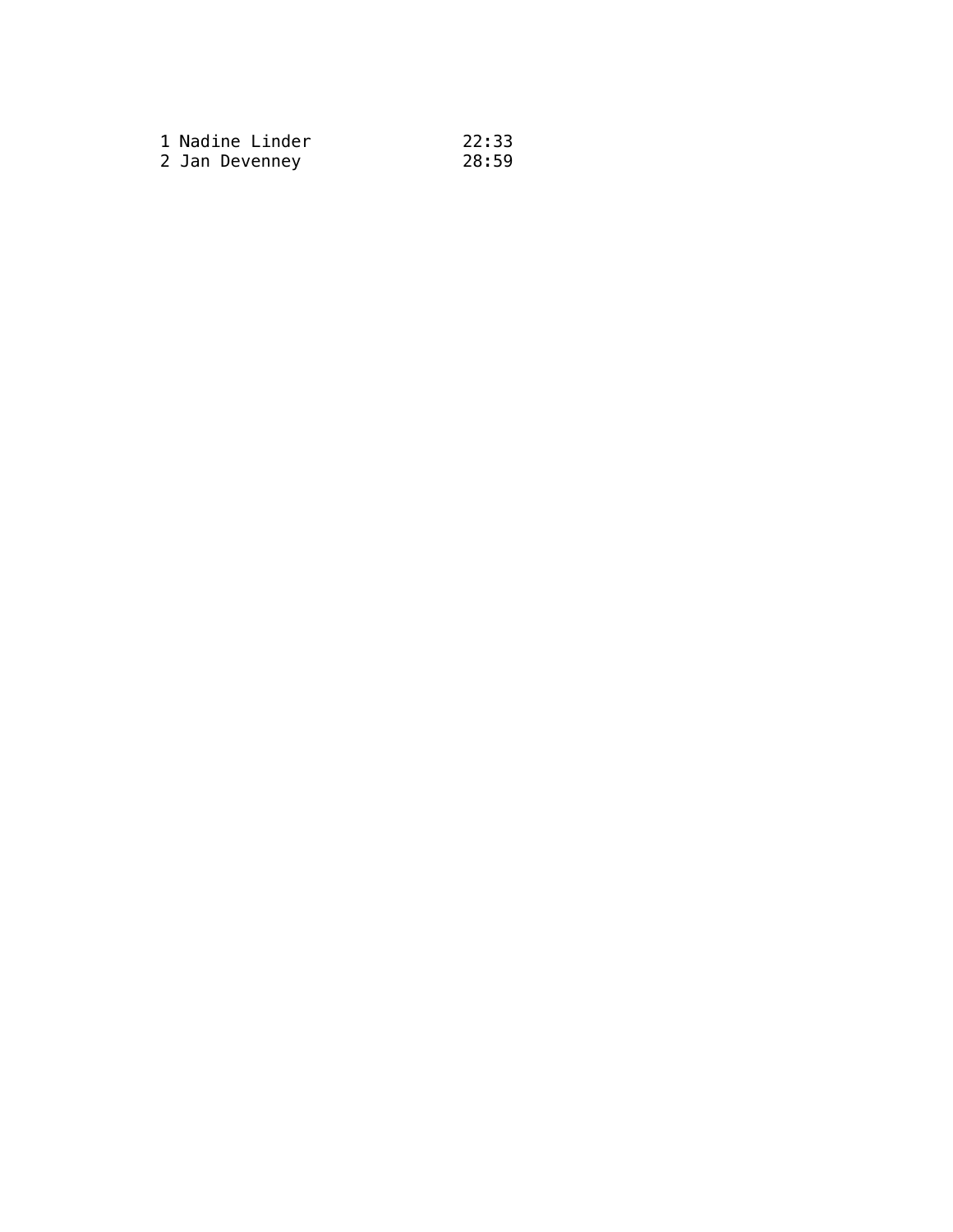| | | |
|---|---|---|
| 1 | Nadine Linder | 22:33 |
| 2 | Jan Devenney | 28:59 |